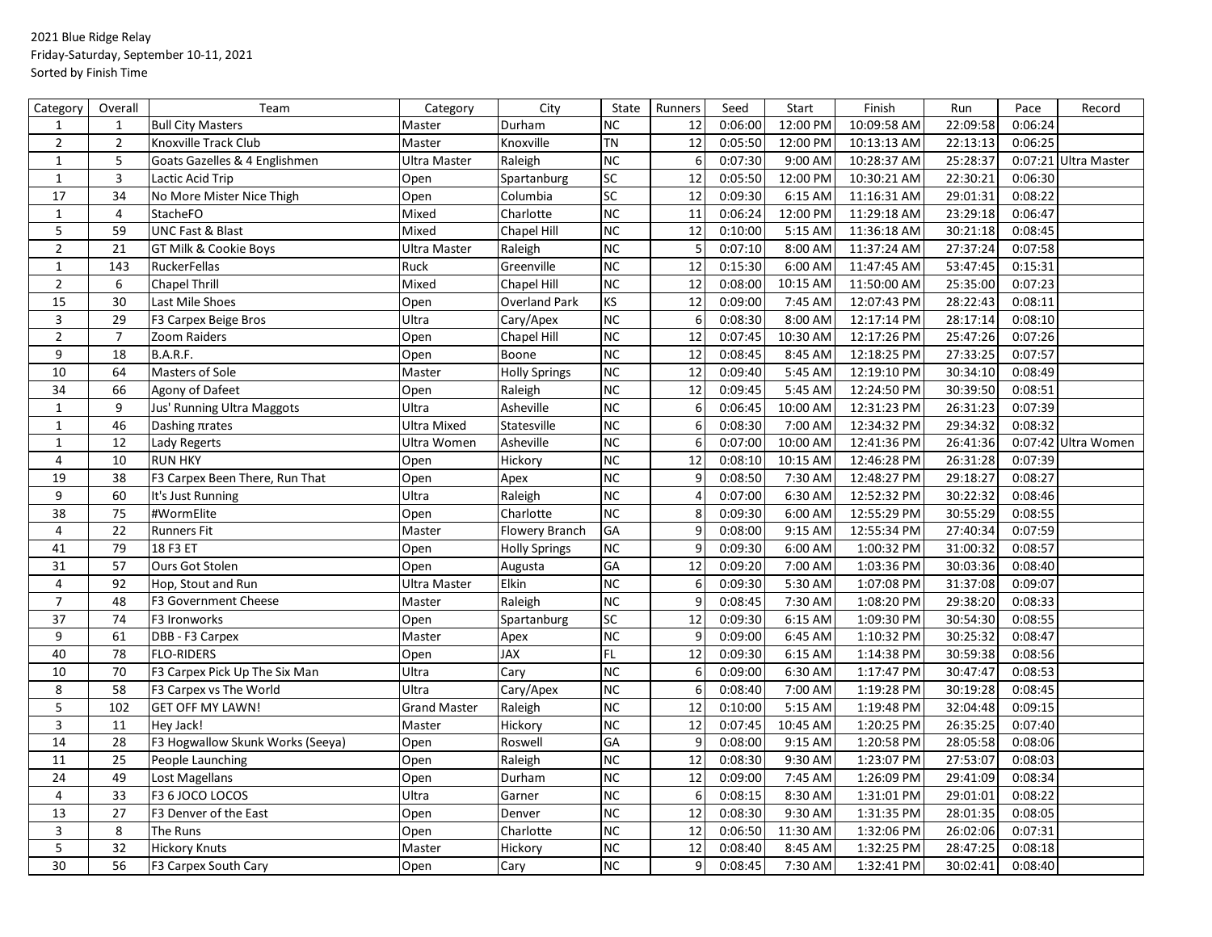2021 Blue Ridge Relay
Friday-Saturday, September 10-11, 2021
Sorted by Finish Time

| Category | Overall | Team | Category | City | State | Runners | Seed | Start | Finish | Run | Pace | Record |
|---|---|---|---|---|---|---|---|---|---|---|---|---|
| 1 | 1 | Bull City Masters | Master | Durham | NC | 12 | 0:06:00 | 12:00 PM | 10:09:58 AM | 22:09:58 | 0:06:24 | |
| 2 | 2 | Knoxville Track Club | Master | Knoxville | TN | 12 | 0:05:50 | 12:00 PM | 10:13:13 AM | 22:13:13 | 0:06:25 | |
| 1 | 5 | Goats Gazelles & 4 Englishmen | Ultra Master | Raleigh | NC | 6 | 0:07:30 | 9:00 AM | 10:28:37 AM | 25:28:37 | 0:07:21 | Ultra Master |
| 1 | 3 | Lactic Acid Trip | Open | Spartanburg | SC | 12 | 0:05:50 | 12:00 PM | 10:30:21 AM | 22:30:21 | 0:06:30 | |
| 17 | 34 | No More Mister Nice Thigh | Open | Columbia | SC | 12 | 0:09:30 | 6:15 AM | 11:16:31 AM | 29:01:31 | 0:08:22 | |
| 1 | 4 | StacheFO | Mixed | Charlotte | NC | 11 | 0:06:24 | 12:00 PM | 11:29:18 AM | 23:29:18 | 0:06:47 | |
| 5 | 59 | UNC Fast & Blast | Mixed | Chapel Hill | NC | 12 | 0:10:00 | 5:15 AM | 11:36:18 AM | 30:21:18 | 0:08:45 | |
| 2 | 21 | GT Milk & Cookie Boys | Ultra Master | Raleigh | NC | 5 | 0:07:10 | 8:00 AM | 11:37:24 AM | 27:37:24 | 0:07:58 | |
| 1 | 143 | RuckerFellas | Ruck | Greenville | NC | 12 | 0:15:30 | 6:00 AM | 11:47:45 AM | 53:47:45 | 0:15:31 | |
| 2 | 6 | Chapel Thrill | Mixed | Chapel Hill | NC | 12 | 0:08:00 | 10:15 AM | 11:50:00 AM | 25:35:00 | 0:07:23 | |
| 15 | 30 | Last Mile Shoes | Open | Overland Park | KS | 12 | 0:09:00 | 7:45 AM | 12:07:43 PM | 28:22:43 | 0:08:11 | |
| 3 | 29 | F3 Carpex Beige Bros | Ultra | Cary/Apex | NC | 6 | 0:08:30 | 8:00 AM | 12:17:14 PM | 28:17:14 | 0:08:10 | |
| 2 | 7 | Zoom Raiders | Open | Chapel Hill | NC | 12 | 0:07:45 | 10:30 AM | 12:17:26 PM | 25:47:26 | 0:07:26 | |
| 9 | 18 | B.A.R.F. | Open | Boone | NC | 12 | 0:08:45 | 8:45 AM | 12:18:25 PM | 27:33:25 | 0:07:57 | |
| 10 | 64 | Masters of Sole | Master | Holly Springs | NC | 12 | 0:09:40 | 5:45 AM | 12:19:10 PM | 30:34:10 | 0:08:49 | |
| 34 | 66 | Agony of Dafeet | Open | Raleigh | NC | 12 | 0:09:45 | 5:45 AM | 12:24:50 PM | 30:39:50 | 0:08:51 | |
| 1 | 9 | Jus' Running Ultra Maggots | Ultra | Asheville | NC | 6 | 0:06:45 | 10:00 AM | 12:31:23 PM | 26:31:23 | 0:07:39 | |
| 1 | 46 | Dashing πrates | Ultra Mixed | Statesville | NC | 6 | 0:08:30 | 7:00 AM | 12:34:32 PM | 29:34:32 | 0:08:32 | |
| 1 | 12 | Lady Regerts | Ultra Women | Asheville | NC | 6 | 0:07:00 | 10:00 AM | 12:41:36 PM | 26:41:36 | 0:07:42 | Ultra Women |
| 4 | 10 | RUN HKY | Open | Hickory | NC | 12 | 0:08:10 | 10:15 AM | 12:46:28 PM | 26:31:28 | 0:07:39 | |
| 19 | 38 | F3 Carpex Been There, Run That | Open | Apex | NC | 9 | 0:08:50 | 7:30 AM | 12:48:27 PM | 29:18:27 | 0:08:27 | |
| 9 | 60 | It's Just Running | Ultra | Raleigh | NC | 4 | 0:07:00 | 6:30 AM | 12:52:32 PM | 30:22:32 | 0:08:46 | |
| 38 | 75 | #WormElite | Open | Charlotte | NC | 8 | 0:09:30 | 6:00 AM | 12:55:29 PM | 30:55:29 | 0:08:55 | |
| 4 | 22 | Runners Fit | Master | Flowery Branch | GA | 9 | 0:08:00 | 9:15 AM | 12:55:34 PM | 27:40:34 | 0:07:59 | |
| 41 | 79 | 18 F3 ET | Open | Holly Springs | NC | 9 | 0:09:30 | 6:00 AM | 1:00:32 PM | 31:00:32 | 0:08:57 | |
| 31 | 57 | Ours Got Stolen | Open | Augusta | GA | 12 | 0:09:20 | 7:00 AM | 1:03:36 PM | 30:03:36 | 0:08:40 | |
| 4 | 92 | Hop, Stout and Run | Ultra Master | Elkin | NC | 6 | 0:09:30 | 5:30 AM | 1:07:08 PM | 31:37:08 | 0:09:07 | |
| 7 | 48 | F3 Government Cheese | Master | Raleigh | NC | 9 | 0:08:45 | 7:30 AM | 1:08:20 PM | 29:38:20 | 0:08:33 | |
| 37 | 74 | F3 Ironworks | Open | Spartanburg | SC | 12 | 0:09:30 | 6:15 AM | 1:09:30 PM | 30:54:30 | 0:08:55 | |
| 9 | 61 | DBB - F3 Carpex | Master | Apex | NC | 9 | 0:09:00 | 6:45 AM | 1:10:32 PM | 30:25:32 | 0:08:47 | |
| 40 | 78 | FLO-RIDERS | Open | JAX | FL | 12 | 0:09:30 | 6:15 AM | 1:14:38 PM | 30:59:38 | 0:08:56 | |
| 10 | 70 | F3 Carpex Pick Up The Six Man | Ultra | Cary | NC | 6 | 0:09:00 | 6:30 AM | 1:17:47 PM | 30:47:47 | 0:08:53 | |
| 8 | 58 | F3 Carpex vs The World | Ultra | Cary/Apex | NC | 6 | 0:08:40 | 7:00 AM | 1:19:28 PM | 30:19:28 | 0:08:45 | |
| 5 | 102 | GET OFF MY LAWN! | Grand Master | Raleigh | NC | 12 | 0:10:00 | 5:15 AM | 1:19:48 PM | 32:04:48 | 0:09:15 | |
| 3 | 11 | Hey Jack! | Master | Hickory | NC | 12 | 0:07:45 | 10:45 AM | 1:20:25 PM | 26:35:25 | 0:07:40 | |
| 14 | 28 | F3 Hogwallow Skunk Works (Seeya) | Open | Roswell | GA | 9 | 0:08:00 | 9:15 AM | 1:20:58 PM | 28:05:58 | 0:08:06 | |
| 11 | 25 | People Launching | Open | Raleigh | NC | 12 | 0:08:30 | 9:30 AM | 1:23:07 PM | 27:53:07 | 0:08:03 | |
| 24 | 49 | Lost Magellans | Open | Durham | NC | 12 | 0:09:00 | 7:45 AM | 1:26:09 PM | 29:41:09 | 0:08:34 | |
| 4 | 33 | F3 6 JOCO LOCOS | Ultra | Garner | NC | 6 | 0:08:15 | 8:30 AM | 1:31:01 PM | 29:01:01 | 0:08:22 | |
| 13 | 27 | F3 Denver of the East | Open | Denver | NC | 12 | 0:08:30 | 9:30 AM | 1:31:35 PM | 28:01:35 | 0:08:05 | |
| 3 | 8 | The Runs | Open | Charlotte | NC | 12 | 0:06:50 | 11:30 AM | 1:32:06 PM | 26:02:06 | 0:07:31 | |
| 5 | 32 | Hickory Knuts | Master | Hickory | NC | 12 | 0:08:40 | 8:45 AM | 1:32:25 PM | 28:47:25 | 0:08:18 | |
| 30 | 56 | F3 Carpex South Cary | Open | Cary | NC | 9 | 0:08:45 | 7:30 AM | 1:32:41 PM | 30:02:41 | 0:08:40 | |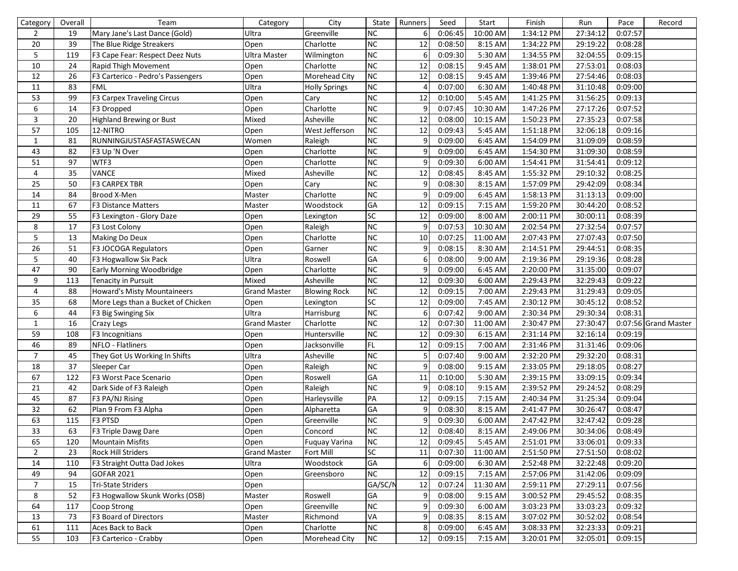| Category | Overall | Team | Category | City | State | Runners | Seed | Start | Finish | Run | Pace | Record |
|---|---|---|---|---|---|---|---|---|---|---|---|---|
| 2 | 19 | Mary Jane's Last Dance (Gold) | Ultra | Greenville | NC | 6 | 0:06:45 | 10:00 AM | 1:34:12 PM | 27:34:12 | 0:07:57 | |
| 20 | 39 | The Blue Ridge Streakers | Open | Charlotte | NC | 12 | 0:08:50 | 8:15 AM | 1:34:22 PM | 29:19:22 | 0:08:28 | |
| 5 | 119 | F3 Cape Fear: Respect Deez Nuts | Ultra Master | Wilmington | NC | 6 | 0:09:30 | 5:30 AM | 1:34:55 PM | 32:04:55 | 0:09:15 | |
| 10 | 24 | Rapid Thigh Movement | Open | Charlotte | NC | 12 | 0:08:15 | 9:45 AM | 1:38:01 PM | 27:53:01 | 0:08:03 | |
| 12 | 26 | F3 Carterico - Pedro's Passengers | Open | Morehead City | NC | 12 | 0:08:15 | 9:45 AM | 1:39:46 PM | 27:54:46 | 0:08:03 | |
| 11 | 83 | FML | Ultra | Holly Springs | NC | 4 | 0:07:00 | 6:30 AM | 1:40:48 PM | 31:10:48 | 0:09:00 | |
| 53 | 99 | F3 Carpex Traveling Circus | Open | Cary | NC | 12 | 0:10:00 | 5:45 AM | 1:41:25 PM | 31:56:25 | 0:09:13 | |
| 6 | 14 | F3 Dropped | Open | Charlotte | NC | 9 | 0:07:45 | 10:30 AM | 1:47:26 PM | 27:17:26 | 0:07:52 | |
| 3 | 20 | Highland Brewing or Bust | Mixed | Asheville | NC | 12 | 0:08:00 | 10:15 AM | 1:50:23 PM | 27:35:23 | 0:07:58 | |
| 57 | 105 | 12-NITRO | Open | West Jefferson | NC | 12 | 0:09:43 | 5:45 AM | 1:51:18 PM | 32:06:18 | 0:09:16 | |
| 1 | 81 | RUNNINGJUSTASFASTASWECAN | Women | Raleigh | NC | 9 | 0:09:00 | 6:45 AM | 1:54:09 PM | 31:09:09 | 0:08:59 | |
| 43 | 82 | F3 Up 'N Over | Open | Charlotte | NC | 9 | 0:09:00 | 6:45 AM | 1:54:30 PM | 31:09:30 | 0:08:59 | |
| 51 | 97 | WTF3 | Open | Charlotte | NC | 9 | 0:09:30 | 6:00 AM | 1:54:41 PM | 31:54:41 | 0:09:12 | |
| 4 | 35 | VANCE | Mixed | Asheville | NC | 12 | 0:08:45 | 8:45 AM | 1:55:32 PM | 29:10:32 | 0:08:25 | |
| 25 | 50 | F3 CARPEX TBR | Open | Cary | NC | 9 | 0:08:30 | 8:15 AM | 1:57:09 PM | 29:42:09 | 0:08:34 | |
| 14 | 84 | Brood X-Men | Master | Charlotte | NC | 9 | 0:09:00 | 6:45 AM | 1:58:13 PM | 31:13:13 | 0:09:00 | |
| 11 | 67 | F3 Distance Matters | Master | Woodstock | GA | 12 | 0:09:15 | 7:15 AM | 1:59:20 PM | 30:44:20 | 0:08:52 | |
| 29 | 55 | F3 Lexington - Glory Daze | Open | Lexington | SC | 12 | 0:09:00 | 8:00 AM | 2:00:11 PM | 30:00:11 | 0:08:39 | |
| 8 | 17 | F3 Lost Colony | Open | Raleigh | NC | 9 | 0:07:53 | 10:30 AM | 2:02:54 PM | 27:32:54 | 0:07:57 | |
| 5 | 13 | Making Do Deux | Open | Charlotte | NC | 10 | 0:07:25 | 11:00 AM | 2:07:43 PM | 27:07:43 | 0:07:50 | |
| 26 | 51 | F3 JOCOGA Regulators | Open | Garner | NC | 9 | 0:08:15 | 8:30 AM | 2:14:51 PM | 29:44:51 | 0:08:35 | |
| 5 | 40 | F3 Hogwallow Six Pack | Ultra | Roswell | GA | 6 | 0:08:00 | 9:00 AM | 2:19:36 PM | 29:19:36 | 0:08:28 | |
| 47 | 90 | Early Morning Woodbridge | Open | Charlotte | NC | 9 | 0:09:00 | 6:45 AM | 2:20:00 PM | 31:35:00 | 0:09:07 | |
| 9 | 113 | Tenacity in Pursuit | Mixed | Asheville | NC | 12 | 0:09:30 | 6:00 AM | 2:29:43 PM | 32:29:43 | 0:09:22 | |
| 4 | 88 | Howard's Misty Mountaineers | Grand Master | Blowing Rock | NC | 12 | 0:09:15 | 7:00 AM | 2:29:43 PM | 31:29:43 | 0:09:05 | |
| 35 | 68 | More Legs than a Bucket of Chicken | Open | Lexington | SC | 12 | 0:09:00 | 7:45 AM | 2:30:12 PM | 30:45:12 | 0:08:52 | |
| 6 | 44 | F3 Big Swinging Six | Ultra | Harrisburg | NC | 6 | 0:07:42 | 9:00 AM | 2:30:34 PM | 29:30:34 | 0:08:31 | |
| 1 | 16 | Crazy Legs | Grand Master | Charlotte | NC | 12 | 0:07:30 | 11:00 AM | 2:30:47 PM | 27:30:47 | 0:07:56 | Grand Master |
| 59 | 108 | F3 Incognitians | Open | Huntersville | NC | 12 | 0:09:30 | 6:15 AM | 2:31:14 PM | 32:16:14 | 0:09:19 | |
| 46 | 89 | NFLO - Flatliners | Open | Jacksonville | FL | 12 | 0:09:15 | 7:00 AM | 2:31:46 PM | 31:31:46 | 0:09:06 | |
| 7 | 45 | They Got Us Working In Shifts | Ultra | Asheville | NC | 5 | 0:07:40 | 9:00 AM | 2:32:20 PM | 29:32:20 | 0:08:31 | |
| 18 | 37 | Sleeper Car | Open | Raleigh | NC | 9 | 0:08:00 | 9:15 AM | 2:33:05 PM | 29:18:05 | 0:08:27 | |
| 67 | 122 | F3 Worst Pace Scenario | Open | Roswell | GA | 11 | 0:10:00 | 5:30 AM | 2:39:15 PM | 33:09:15 | 0:09:34 | |
| 21 | 42 | Dark Side of F3 Raleigh | Open | Raleigh | NC | 9 | 0:08:10 | 9:15 AM | 2:39:52 PM | 29:24:52 | 0:08:29 | |
| 45 | 87 | F3 PA/NJ Rising | Open | Harleysville | PA | 12 | 0:09:15 | 7:15 AM | 2:40:34 PM | 31:25:34 | 0:09:04 | |
| 32 | 62 | Plan 9 From F3 Alpha | Open | Alpharetta | GA | 9 | 0:08:30 | 8:15 AM | 2:41:47 PM | 30:26:47 | 0:08:47 | |
| 63 | 115 | F3 PTSD | Open | Greenville | NC | 9 | 0:09:30 | 6:00 AM | 2:47:42 PM | 32:47:42 | 0:09:28 | |
| 33 | 63 | F3 Triple Dawg Dare | Open | Concord | NC | 12 | 0:08:40 | 8:15 AM | 2:49:06 PM | 30:34:06 | 0:08:49 | |
| 65 | 120 | Mountain Misfits | Open | Fuquay Varina | NC | 12 | 0:09:45 | 5:45 AM | 2:51:01 PM | 33:06:01 | 0:09:33 | |
| 2 | 23 | Rock Hill Striders | Grand Master | Fort Mill | SC | 11 | 0:07:30 | 11:00 AM | 2:51:50 PM | 27:51:50 | 0:08:02 | |
| 14 | 110 | F3 Straight Outta Dad Jokes | Ultra | Woodstock | GA | 6 | 0:09:00 | 6:30 AM | 2:52:48 PM | 32:22:48 | 0:09:20 | |
| 49 | 94 | GOFAR 2021 | Open | Greensboro | NC | 12 | 0:09:15 | 7:15 AM | 2:57:06 PM | 31:42:06 | 0:09:09 | |
| 7 | 15 | Tri-State Striders | Open | | GA/SC/N | 12 | 0:07:24 | 11:30 AM | 2:59:11 PM | 27:29:11 | 0:07:56 | |
| 8 | 52 | F3 Hogwallow Skunk Works (OSB) | Master | Roswell | GA | 9 | 0:08:00 | 9:15 AM | 3:00:52 PM | 29:45:52 | 0:08:35 | |
| 64 | 117 | Coop Strong | Open | Greenville | NC | 9 | 0:09:30 | 6:00 AM | 3:03:23 PM | 33:03:23 | 0:09:32 | |
| 13 | 73 | F3 Board of Directors | Master | Richmond | VA | 9 | 0:08:35 | 8:15 AM | 3:07:02 PM | 30:52:02 | 0:08:54 | |
| 61 | 111 | Aces Back to Back | Open | Charlotte | NC | 8 | 0:09:00 | 6:45 AM | 3:08:33 PM | 32:23:33 | 0:09:21 | |
| 55 | 103 | F3 Carterico - Crabby | Open | Morehead City | NC | 12 | 0:09:15 | 7:15 AM | 3:20:01 PM | 32:05:01 | 0:09:15 | |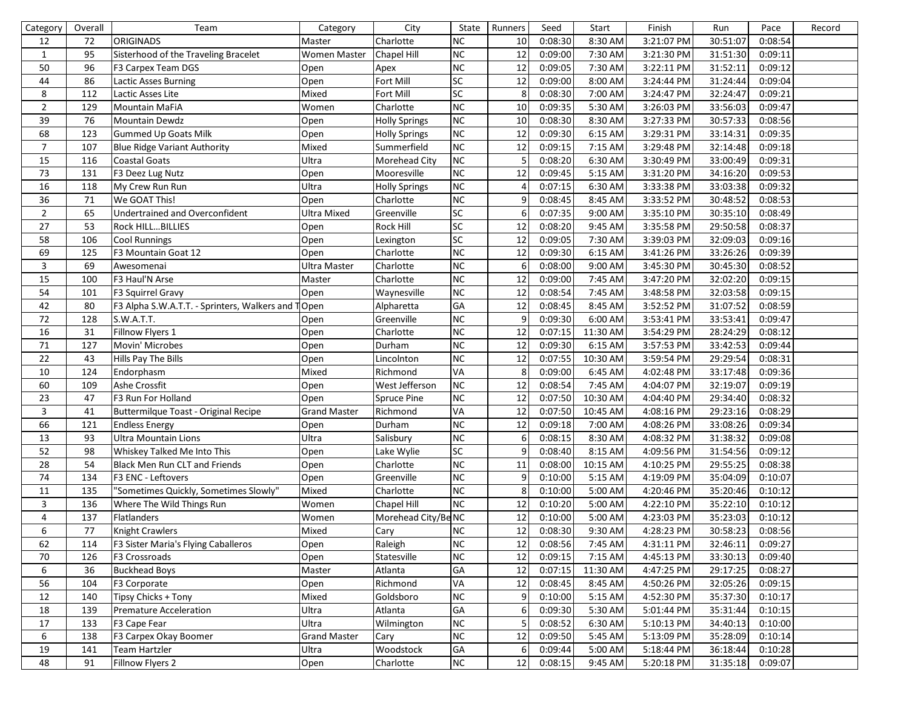| Category | Overall | Team | Category | City | State | Runners | Seed | Start | Finish | Run | Pace | Record |
|---|---|---|---|---|---|---|---|---|---|---|---|---|
| 12 | 72 | ORIGINADS | Master | Charlotte | NC | 10 | 0:08:30 | 8:30 AM | 3:21:07 PM | 30:51:07 | 0:08:54 | |
| 1 | 95 | Sisterhood of the Traveling Bracelet | Women Master | Chapel Hill | NC | 12 | 0:09:00 | 7:30 AM | 3:21:30 PM | 31:51:30 | 0:09:11 | |
| 50 | 96 | F3 Carpex Team DGS | Open | Apex | NC | 12 | 0:09:05 | 7:30 AM | 3:22:11 PM | 31:52:11 | 0:09:12 | |
| 44 | 86 | Lactic Asses Burning | Open | Fort Mill | SC | 12 | 0:09:00 | 8:00 AM | 3:24:44 PM | 31:24:44 | 0:09:04 | |
| 8 | 112 | Lactic Asses Lite | Mixed | Fort Mill | SC | 8 | 0:08:30 | 7:00 AM | 3:24:47 PM | 32:24:47 | 0:09:21 | |
| 2 | 129 | Mountain MaFiA | Women | Charlotte | NC | 10 | 0:09:35 | 5:30 AM | 3:26:03 PM | 33:56:03 | 0:09:47 | |
| 39 | 76 | Mountain Dewdz | Open | Holly Springs | NC | 10 | 0:08:30 | 8:30 AM | 3:27:33 PM | 30:57:33 | 0:08:56 | |
| 68 | 123 | Gummed Up Goats Milk | Open | Holly Springs | NC | 12 | 0:09:30 | 6:15 AM | 3:29:31 PM | 33:14:31 | 0:09:35 | |
| 7 | 107 | Blue Ridge Variant Authority | Mixed | Summerfield | NC | 12 | 0:09:15 | 7:15 AM | 3:29:48 PM | 32:14:48 | 0:09:18 | |
| 15 | 116 | Coastal Goats | Ultra | Morehead City | NC | 5 | 0:08:20 | 6:30 AM | 3:30:49 PM | 33:00:49 | 0:09:31 | |
| 73 | 131 | F3 Deez Lug Nutz | Open | Mooresville | NC | 12 | 0:09:45 | 5:15 AM | 3:31:20 PM | 34:16:20 | 0:09:53 | |
| 16 | 118 | My Crew Run Run | Ultra | Holly Springs | NC | 4 | 0:07:15 | 6:30 AM | 3:33:38 PM | 33:03:38 | 0:09:32 | |
| 36 | 71 | We GOAT This! | Open | Charlotte | NC | 9 | 0:08:45 | 8:45 AM | 3:33:52 PM | 30:48:52 | 0:08:53 | |
| 2 | 65 | Undertrained and Overconfident | Ultra Mixed | Greenville | SC | 6 | 0:07:35 | 9:00 AM | 3:35:10 PM | 30:35:10 | 0:08:49 | |
| 27 | 53 | Rock HILL…BILLIES | Open | Rock Hill | SC | 12 | 0:08:20 | 9:45 AM | 3:35:58 PM | 29:50:58 | 0:08:37 | |
| 58 | 106 | Cool Runnings | Open | Lexington | SC | 12 | 0:09:05 | 7:30 AM | 3:39:03 PM | 32:09:03 | 0:09:16 | |
| 69 | 125 | F3 Mountain Goat 12 | Open | Charlotte | NC | 12 | 0:09:30 | 6:15 AM | 3:41:26 PM | 33:26:26 | 0:09:39 | |
| 3 | 69 | Awesomenai | Ultra Master | Charlotte | NC | 6 | 0:08:00 | 9:00 AM | 3:45:30 PM | 30:45:30 | 0:08:52 | |
| 15 | 100 | F3 Haul'N Arse | Master | Charlotte | NC | 12 | 0:09:00 | 7:45 AM | 3:47:20 PM | 32:02:20 | 0:09:15 | |
| 54 | 101 | F3 Squirrel Gravy | Open | Waynesville | NC | 12 | 0:08:54 | 7:45 AM | 3:48:58 PM | 32:03:58 | 0:09:15 | |
| 42 | 80 | F3 Alpha S.W.A.T.T. - Sprinters, Walkers and T | Open | Alpharetta | GA | 12 | 0:08:45 | 8:45 AM | 3:52:52 PM | 31:07:52 | 0:08:59 | |
| 72 | 128 | S.W.A.T.T. | Open | Greenville | NC | 9 | 0:09:30 | 6:00 AM | 3:53:41 PM | 33:53:41 | 0:09:47 | |
| 16 | 31 | Fillnow Flyers 1 | Open | Charlotte | NC | 12 | 0:07:15 | 11:30 AM | 3:54:29 PM | 28:24:29 | 0:08:12 | |
| 71 | 127 | Movin' Microbes | Open | Durham | NC | 12 | 0:09:30 | 6:15 AM | 3:57:53 PM | 33:42:53 | 0:09:44 | |
| 22 | 43 | Hills Pay The Bills | Open | Lincolnton | NC | 12 | 0:07:55 | 10:30 AM | 3:59:54 PM | 29:29:54 | 0:08:31 | |
| 10 | 124 | Endorphasm | Mixed | Richmond | VA | 8 | 0:09:00 | 6:45 AM | 4:02:48 PM | 33:17:48 | 0:09:36 | |
| 60 | 109 | Ashe Crossfit | Open | West Jefferson | NC | 12 | 0:08:54 | 7:45 AM | 4:04:07 PM | 32:19:07 | 0:09:19 | |
| 23 | 47 | F3 Run For Holland | Open | Spruce Pine | NC | 12 | 0:07:50 | 10:30 AM | 4:04:40 PM | 29:34:40 | 0:08:32 | |
| 3 | 41 | Buttermilque Toast - Original Recipe | Grand Master | Richmond | VA | 12 | 0:07:50 | 10:45 AM | 4:08:16 PM | 29:23:16 | 0:08:29 | |
| 66 | 121 | Endless Energy | Open | Durham | NC | 12 | 0:09:18 | 7:00 AM | 4:08:26 PM | 33:08:26 | 0:09:34 | |
| 13 | 93 | Ultra Mountain Lions | Ultra | Salisbury | NC | 6 | 0:08:15 | 8:30 AM | 4:08:32 PM | 31:38:32 | 0:09:08 | |
| 52 | 98 | Whiskey Talked Me Into This | Open | Lake Wylie | SC | 9 | 0:08:40 | 8:15 AM | 4:09:56 PM | 31:54:56 | 0:09:12 | |
| 28 | 54 | Black Men Run CLT and Friends | Open | Charlotte | NC | 11 | 0:08:00 | 10:15 AM | 4:10:25 PM | 29:55:25 | 0:08:38 | |
| 74 | 134 | F3 ENC - Leftovers | Open | Greenville | NC | 9 | 0:10:00 | 5:15 AM | 4:19:09 PM | 35:04:09 | 0:10:07 | |
| 11 | 135 | "Sometimes Quickly, Sometimes Slowly" | Mixed | Charlotte | NC | 8 | 0:10:00 | 5:00 AM | 4:20:46 PM | 35:20:46 | 0:10:12 | |
| 3 | 136 | Where The Wild Things Run | Women | Chapel Hill | NC | 12 | 0:10:20 | 5:00 AM | 4:22:10 PM | 35:22:10 | 0:10:12 | |
| 4 | 137 | Flatlanders | Women | Morehead City/Be | NC | 12 | 0:10:00 | 5:00 AM | 4:23:03 PM | 35:23:03 | 0:10:12 | |
| 6 | 77 | Knight Crawlers | Mixed | Cary | NC | 12 | 0:08:30 | 9:30 AM | 4:28:23 PM | 30:58:23 | 0:08:56 | |
| 62 | 114 | F3 Sister Maria's Flying Caballeros | Open | Raleigh | NC | 12 | 0:08:56 | 7:45 AM | 4:31:11 PM | 32:46:11 | 0:09:27 | |
| 70 | 126 | F3 Crossroads | Open | Statesville | NC | 12 | 0:09:15 | 7:15 AM | 4:45:13 PM | 33:30:13 | 0:09:40 | |
| 6 | 36 | Buckhead Boys | Master | Atlanta | GA | 12 | 0:07:15 | 11:30 AM | 4:47:25 PM | 29:17:25 | 0:08:27 | |
| 56 | 104 | F3 Corporate | Open | Richmond | VA | 12 | 0:08:45 | 8:45 AM | 4:50:26 PM | 32:05:26 | 0:09:15 | |
| 12 | 140 | Tipsy Chicks + Tony | Mixed | Goldsboro | NC | 9 | 0:10:00 | 5:15 AM | 4:52:30 PM | 35:37:30 | 0:10:17 | |
| 18 | 139 | Premature Acceleration | Ultra | Atlanta | GA | 6 | 0:09:30 | 5:30 AM | 5:01:44 PM | 35:31:44 | 0:10:15 | |
| 17 | 133 | F3 Cape Fear | Ultra | Wilmington | NC | 5 | 0:08:52 | 6:30 AM | 5:10:13 PM | 34:40:13 | 0:10:00 | |
| 6 | 138 | F3 Carpex Okay Boomer | Grand Master | Cary | NC | 12 | 0:09:50 | 5:45 AM | 5:13:09 PM | 35:28:09 | 0:10:14 | |
| 19 | 141 | Team Hartzler | Ultra | Woodstock | GA | 6 | 0:09:44 | 5:00 AM | 5:18:44 PM | 36:18:44 | 0:10:28 | |
| 48 | 91 | Fillnow Flyers 2 | Open | Charlotte | NC | 12 | 0:08:15 | 9:45 AM | 5:20:18 PM | 31:35:18 | 0:09:07 | |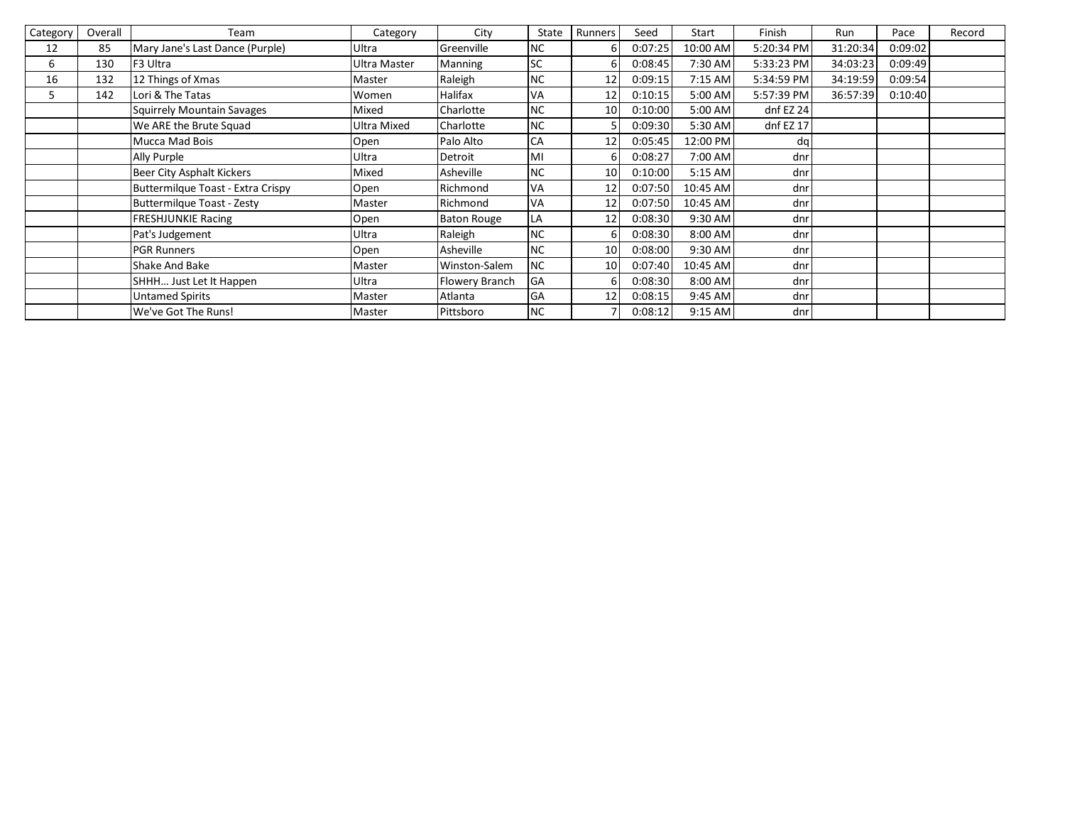| Category | Overall | Team | Category | City | State | Runners | Seed | Start | Finish | Run | Pace | Record |
| --- | --- | --- | --- | --- | --- | --- | --- | --- | --- | --- | --- | --- |
| 12 | 85 | Mary Jane's Last Dance (Purple) | Ultra | Greenville | NC | 6 | 0:07:25 | 10:00 AM | 5:20:34 PM | 31:20:34 | 0:09:02 | |
| 6 | 130 | F3 Ultra | Ultra Master | Manning | SC | 6 | 0:08:45 | 7:30 AM | 5:33:23 PM | 34:03:23 | 0:09:49 | |
| 16 | 132 | 12 Things of Xmas | Master | Raleigh | NC | 12 | 0:09:15 | 7:15 AM | 5:34:59 PM | 34:19:59 | 0:09:54 | |
| 5 | 142 | Lori & The Tatas | Women | Halifax | VA | 12 | 0:10:15 | 5:00 AM | 5:57:39 PM | 36:57:39 | 0:10:40 | |
| | | Squirrely Mountain Savages | Mixed | Charlotte | NC | 10 | 0:10:00 | 5:00 AM | dnf EZ 24 | | | |
| | | We ARE the Brute Squad | Ultra Mixed | Charlotte | NC | 5 | 0:09:30 | 5:30 AM | dnf EZ 17 | | | |
| | | Mucca Mad Bois | Open | Palo Alto | CA | 12 | 0:05:45 | 12:00 PM | dq | | | |
| | | Ally Purple | Ultra | Detroit | MI | 6 | 0:08:27 | 7:00 AM | dnr | | | |
| | | Beer City Asphalt Kickers | Mixed | Asheville | NC | 10 | 0:10:00 | 5:15 AM | dnr | | | |
| | | Buttermilque Toast - Extra Crispy | Open | Richmond | VA | 12 | 0:07:50 | 10:45 AM | dnr | | | |
| | | Buttermilque Toast - Zesty | Master | Richmond | VA | 12 | 0:07:50 | 10:45 AM | dnr | | | |
| | | FRESHJUNKIE Racing | Open | Baton Rouge | LA | 12 | 0:08:30 | 9:30 AM | dnr | | | |
| | | Pat's Judgement | Ultra | Raleigh | NC | 6 | 0:08:30 | 8:00 AM | dnr | | | |
| | | PGR Runners | Open | Asheville | NC | 10 | 0:08:00 | 9:30 AM | dnr | | | |
| | | Shake And Bake | Master | Winston-Salem | NC | 10 | 0:07:40 | 10:45 AM | dnr | | | |
| | | SHHH… Just Let It Happen | Ultra | Flowery Branch | GA | 6 | 0:08:30 | 8:00 AM | dnr | | | |
| | | Untamed Spirits | Master | Atlanta | GA | 12 | 0:08:15 | 9:45 AM | dnr | | | |
| | | We've Got The Runs! | Master | Pittsboro | NC | 7 | 0:08:12 | 9:15 AM | dnr | | | |